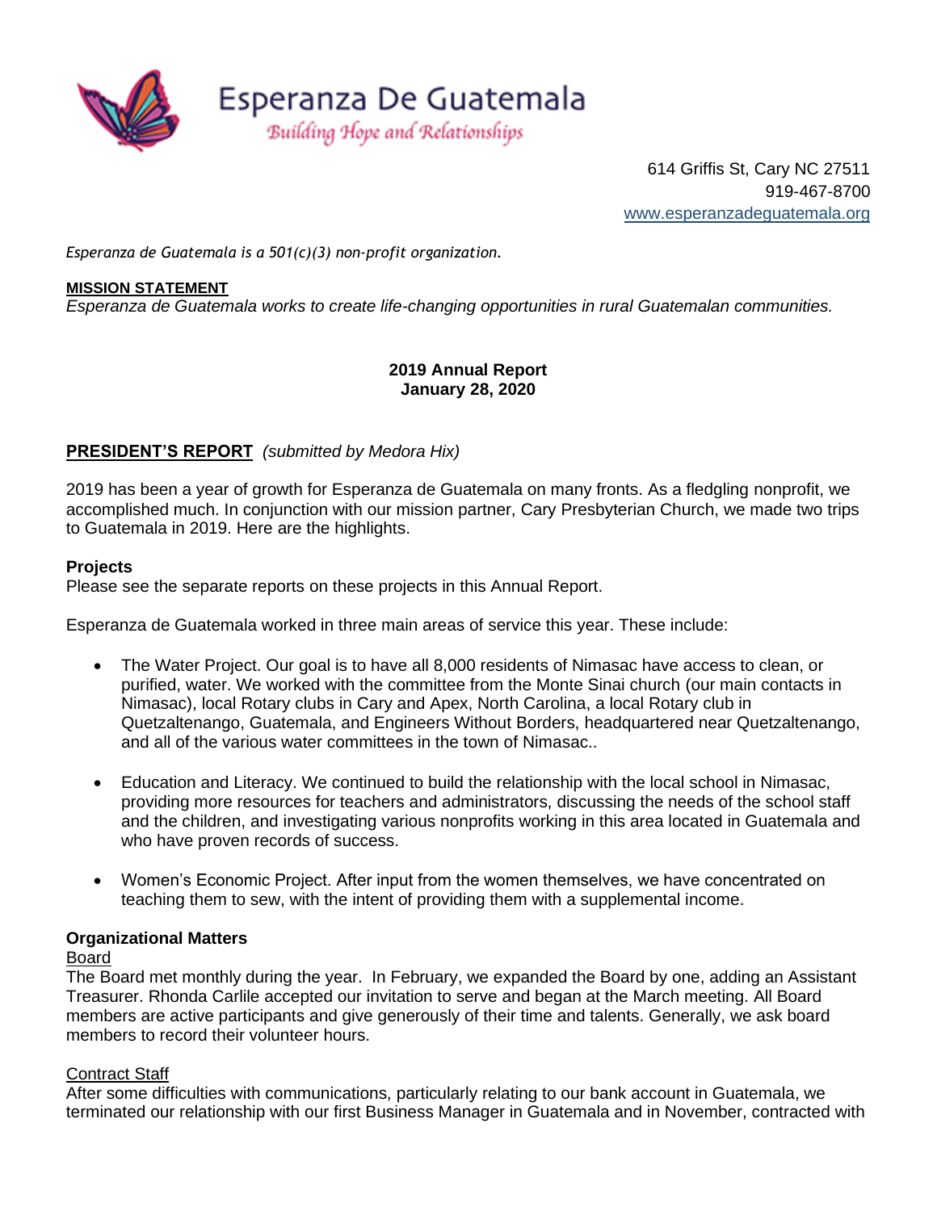# Esperanza De Guatemala

*Building Hope and Relationships*

614 Griffis St, Cary NC 27511
919-467-8700
www.esperanzadeguatemala.org

*Esperanza de Guatemala is a 501(c)(3) non-profit organization.*

**MISSION STATEMENT**
*Esperanza de Guatemala works to create life-changing opportunities in rural Guatemalan communities.*

**2019 Annual Report**
**January 28, 2020**

## PRESIDENT'S REPORT *(submitted by Medora Hix)*

2019 has been a year of growth for Esperanza de Guatemala on many fronts. As a fledgling nonprofit, we accomplished much. In conjunction with our mission partner, Cary Presbyterian Church, we made two trips to Guatemala in 2019. Here are the highlights.

### Projects

Please see the separate reports on these projects in this Annual Report.

Esperanza de Guatemala worked in three main areas of service this year. These include:

- The Water Project. Our goal is to have all 8,000 residents of Nimasac have access to clean, or purified, water. We worked with the committee from the Monte Sinai church (our main contacts in Nimasac), local Rotary clubs in Cary and Apex, North Carolina, a local Rotary club in Quetzaltenango, Guatemala, and Engineers Without Borders, headquartered near Quetzaltenango, and all of the various water committees in the town of Nimasac..

- Education and Literacy. We continued to build the relationship with the local school in Nimasac, providing more resources for teachers and administrators, discussing the needs of the school staff and the children, and investigating various nonprofits working in this area located in Guatemala and who have proven records of success.

- Women's Economic Project. After input from the women themselves, we have concentrated on teaching them to sew, with the intent of providing them with a supplemental income.

### Organizational Matters

Board

The Board met monthly during the year. In February, we expanded the Board by one, adding an Assistant Treasurer. Rhonda Carlile accepted our invitation to serve and began at the March meeting. All Board members are active participants and give generously of their time and talents. Generally, we ask board members to record their volunteer hours.

Contract Staff

After some difficulties with communications, particularly relating to our bank account in Guatemala, we terminated our relationship with our first Business Manager in Guatemala and in November, contracted with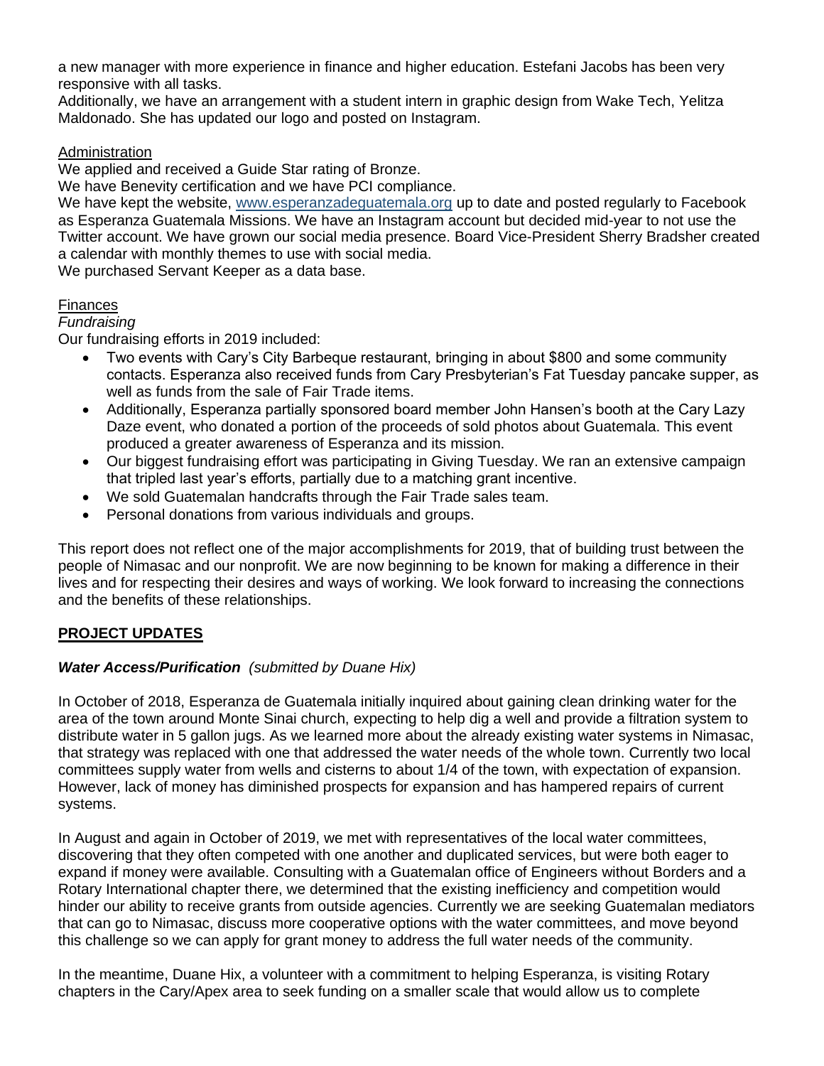a new manager with more experience in finance and higher education. Estefani Jacobs has been very responsive with all tasks.
Additionally, we have an arrangement with a student intern in graphic design from Wake Tech, Yelitza Maldonado. She has updated our logo and posted on Instagram.

<u>Administration</u>
We applied and received a Guide Star rating of Bronze.
We have Benevity certification and we have PCI compliance.
We have kept the website, www.esperanzadeguatemala.org up to date and posted regularly to Facebook as Esperanza Guatemala Missions. We have an Instagram account but decided mid-year to not use the Twitter account. We have grown our social media presence. Board Vice-President Sherry Bradsher created a calendar with monthly themes to use with social media.
We purchased Servant Keeper as a data base.

<u>Finances</u>
*Fundraising*
Our fundraising efforts in 2019 included:

- Two events with Cary's City Barbeque restaurant, bringing in about $800 and some community contacts. Esperanza also received funds from Cary Presbyterian's Fat Tuesday pancake supper, as well as funds from the sale of Fair Trade items.
- Additionally, Esperanza partially sponsored board member John Hansen's booth at the Cary Lazy Daze event, who donated a portion of the proceeds of sold photos about Guatemala. This event produced a greater awareness of Esperanza and its mission.
- Our biggest fundraising effort was participating in Giving Tuesday. We ran an extensive campaign that tripled last year's efforts, partially due to a matching grant incentive.
- We sold Guatemalan handcrafts through the Fair Trade sales team.
- Personal donations from various individuals and groups.

This report does not reflect one of the major accomplishments for 2019, that of building trust between the people of Nimasac and our nonprofit. We are now beginning to be known for making a difference in their lives and for respecting their desires and ways of working. We look forward to increasing the connections and the benefits of these relationships.

## PROJECT UPDATES

### *Water Access/Purification* *(submitted by Duane Hix)*

In October of 2018, Esperanza de Guatemala initially inquired about gaining clean drinking water for the area of the town around Monte Sinai church, expecting to help dig a well and provide a filtration system to distribute water in 5 gallon jugs. As we learned more about the already existing water systems in Nimasac, that strategy was replaced with one that addressed the water needs of the whole town. Currently two local committees supply water from wells and cisterns to about 1/4 of the town, with expectation of expansion. However, lack of money has diminished prospects for expansion and has hampered repairs of current systems.

In August and again in October of 2019, we met with representatives of the local water committees, discovering that they often competed with one another and duplicated services, but were both eager to expand if money were available. Consulting with a Guatemalan office of Engineers without Borders and a Rotary International chapter there, we determined that the existing inefficiency and competition would hinder our ability to receive grants from outside agencies. Currently we are seeking Guatemalan mediators that can go to Nimasac, discuss more cooperative options with the water committees, and move beyond this challenge so we can apply for grant money to address the full water needs of the community.

In the meantime, Duane Hix, a volunteer with a commitment to helping Esperanza, is visiting Rotary chapters in the Cary/Apex area to seek funding on a smaller scale that would allow us to complete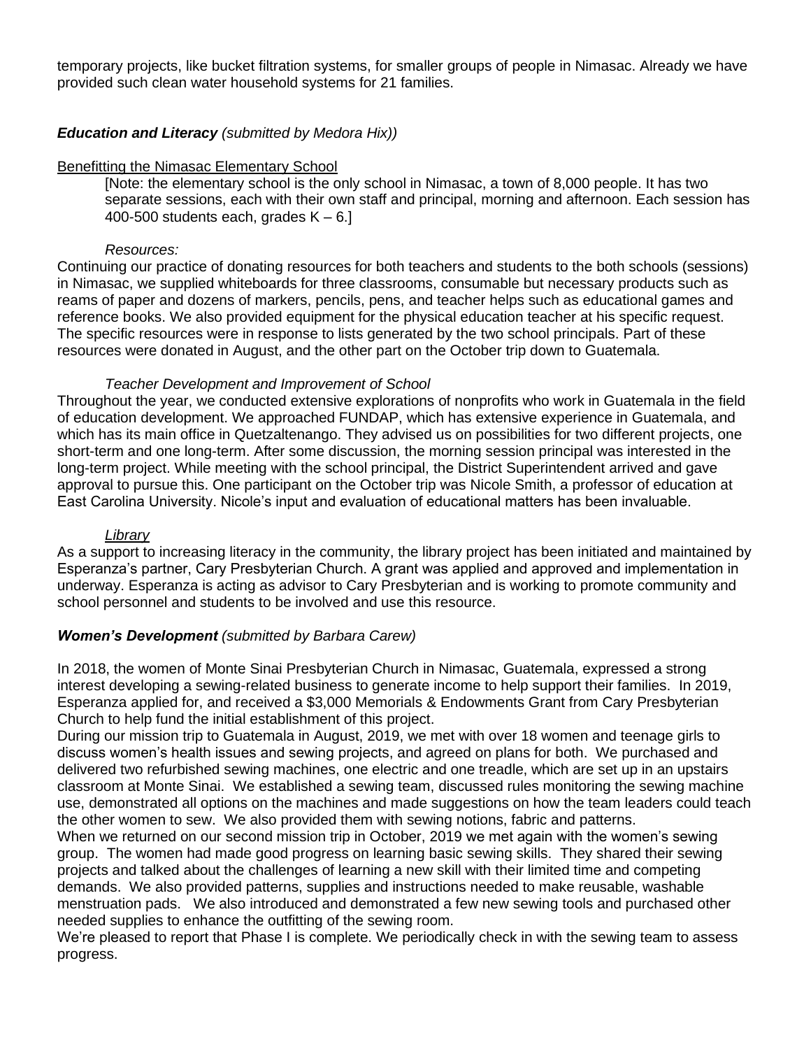temporary projects, like bucket filtration systems, for smaller groups of people in Nimasac. Already we have provided such clean water household systems for 21 families.

### ***Education and Literacy*** *(submitted by Medora Hix))*

<u>Benefitting the Nimasac Elementary School</u>

[Note: the elementary school is the only school in Nimasac, a town of 8,000 people. It has two separate sessions, each with their own staff and principal, morning and afternoon. Each session has 400-500 students each, grades K – 6.]

*Resources:*

Continuing our practice of donating resources for both teachers and students to the both schools (sessions) in Nimasac, we supplied whiteboards for three classrooms, consumable but necessary products such as reams of paper and dozens of markers, pencils, pens, and teacher helps such as educational games and reference books. We also provided equipment for the physical education teacher at his specific request. The specific resources were in response to lists generated by the two school principals. Part of these resources were donated in August, and the other part on the October trip down to Guatemala.

*Teacher Development and Improvement of School*

Throughout the year, we conducted extensive explorations of nonprofits who work in Guatemala in the field of education development. We approached FUNDAP, which has extensive experience in Guatemala, and which has its main office in Quetzaltenango. They advised us on possibilities for two different projects, one short-term and one long-term. After some discussion, the morning session principal was interested in the long-term project. While meeting with the school principal, the District Superintendent arrived and gave approval to pursue this. One participant on the October trip was Nicole Smith, a professor of education at East Carolina University. Nicole's input and evaluation of educational matters has been invaluable.

*<u>Library</u>*

As a support to increasing literacy in the community, the library project has been initiated and maintained by Esperanza's partner, Cary Presbyterian Church. A grant was applied and approved and implementation in underway. Esperanza is acting as advisor to Cary Presbyterian and is working to promote community and school personnel and students to be involved and use this resource.

### ***Women's Development*** *(submitted by Barbara Carew)*

In 2018, the women of Monte Sinai Presbyterian Church in Nimasac, Guatemala, expressed a strong interest developing a sewing-related business to generate income to help support their families. In 2019, Esperanza applied for, and received a $3,000 Memorials & Endowments Grant from Cary Presbyterian Church to help fund the initial establishment of this project.

During our mission trip to Guatemala in August, 2019, we met with over 18 women and teenage girls to discuss women's health issues and sewing projects, and agreed on plans for both. We purchased and delivered two refurbished sewing machines, one electric and one treadle, which are set up in an upstairs classroom at Monte Sinai. We established a sewing team, discussed rules monitoring the sewing machine use, demonstrated all options on the machines and made suggestions on how the team leaders could teach the other women to sew. We also provided them with sewing notions, fabric and patterns.

When we returned on our second mission trip in October, 2019 we met again with the women's sewing group. The women had made good progress on learning basic sewing skills. They shared their sewing projects and talked about the challenges of learning a new skill with their limited time and competing demands. We also provided patterns, supplies and instructions needed to make reusable, washable menstruation pads. We also introduced and demonstrated a few new sewing tools and purchased other needed supplies to enhance the outfitting of the sewing room.

We're pleased to report that Phase I is complete. We periodically check in with the sewing team to assess progress.